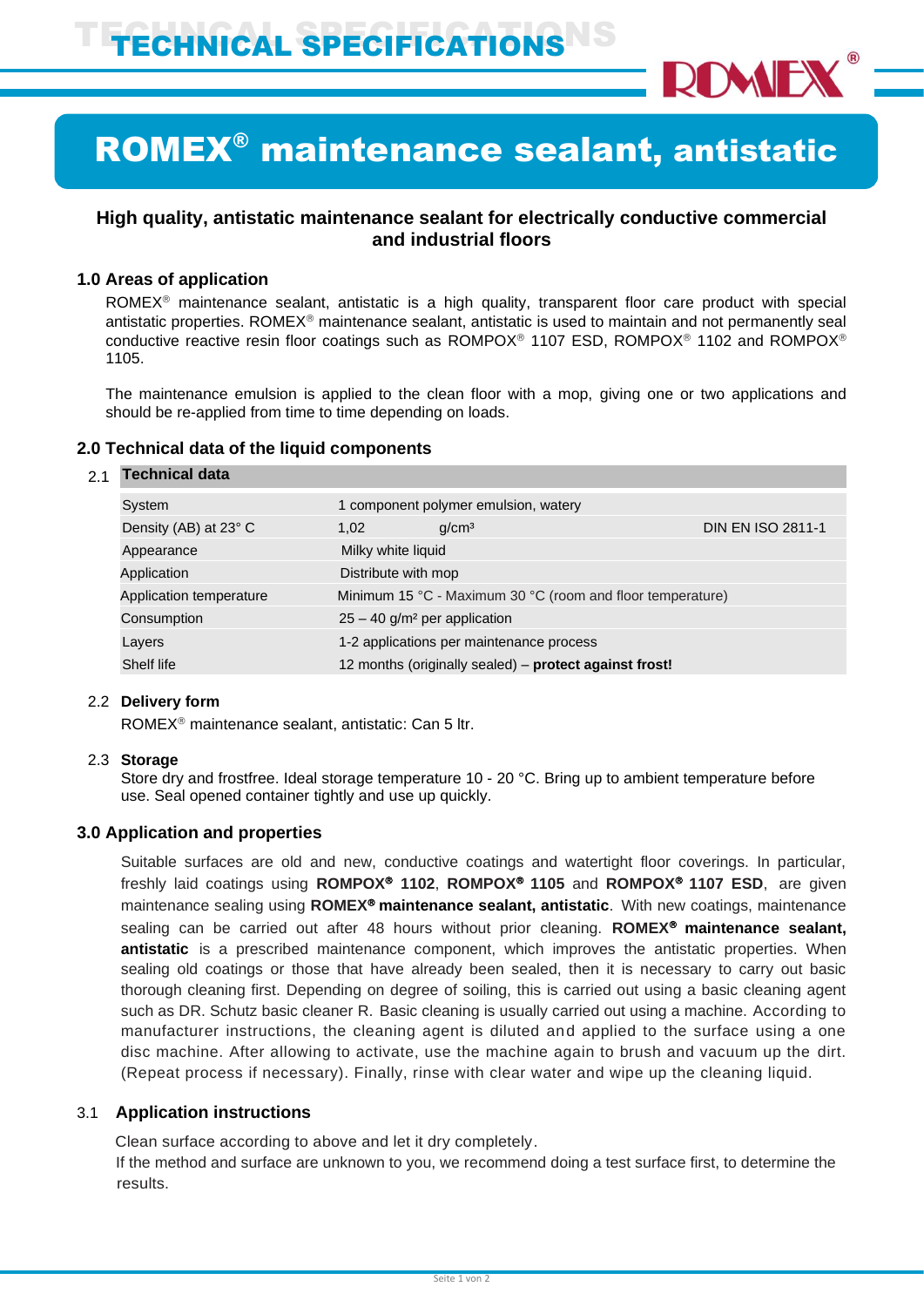# TECHNICAL SPECIFICATIONS

# ROMEX® maintenance sealant, antistatic

**High quality, antistatic maintenance sealant for electrically conductive commercial and industrial floors**

## 1.0 Areas of application

ROMEX® maintenance sealant, antistatic is a high quality, transparent floor care product with special antistatic properties. ROMEX® maintenance sealant, antistatic is used to maintain and not permanently seal conductive reactive resin floor coatings such as ROMPOX® 1107 ESD, ROMPOX® 1102 and ROMPOX® 1105.

The maintenance emulsion is applied to the clean floor with a mop, giving one or two applications and should be re-applied from time to time depending on loads.

## 2.0 Technical data of the liquid components

### 2.1 Technical data

| | | | |
|---|---|---|---|
| System | 1 component polymer emulsion, watery | | |
| Density (AB) at 23° C | 1,02 | g/cm³ | DIN EN ISO 2811-1 |
| Appearance | Milky white liquid | | |
| Application | Distribute with mop | | |
| Application temperature | Minimum 15 °C - Maximum 30 °C (room and floor temperature) | | |
| Consumption | 25 – 40 g/m² per application | | |
| Layers | 1-2 applications per maintenance process | | |
| Shelf life | 12 months (originally sealed) – **protect against frost!** | | |

### 2.2 Delivery form

ROMEX® maintenance sealant, antistatic: Can 5 ltr.

### 2.3 Storage

Store dry and frostfree. Ideal storage temperature 10 - 20 °C. Bring up to ambient temperature before use. Seal opened container tightly and use up quickly.

## 3.0 Application and properties

Suitable surfaces are old and new, conductive coatings and watertight floor coverings. In particular, freshly laid coatings using **ROMPOX® 1102**, **ROMPOX® 1105** and **ROMPOX® 1107 ESD**, are given maintenance sealing using **ROMEX® maintenance sealant, antistatic**. With new coatings, maintenance sealing can be carried out after 48 hours without prior cleaning. **ROMEX® maintenance sealant, antistatic** is a prescribed maintenance component, which improves the antistatic properties. When sealing old coatings or those that have already been sealed, then it is necessary to carry out basic thorough cleaning first. Depending on degree of soiling, this is carried out using a basic cleaning agent such as DR. Schutz basic cleaner R. Basic cleaning is usually carried out using a machine. According to manufacturer instructions, the cleaning agent is diluted and applied to the surface using a one disc machine. After allowing to activate, use the machine again to brush and vacuum up the dirt. (Repeat process if necessary). Finally, rinse with clear water and wipe up the cleaning liquid.

### 3.1 Application instructions

Clean surface according to above and let it dry completely.
If the method and surface are unknown to you, we recommend doing a test surface first, to determine the results.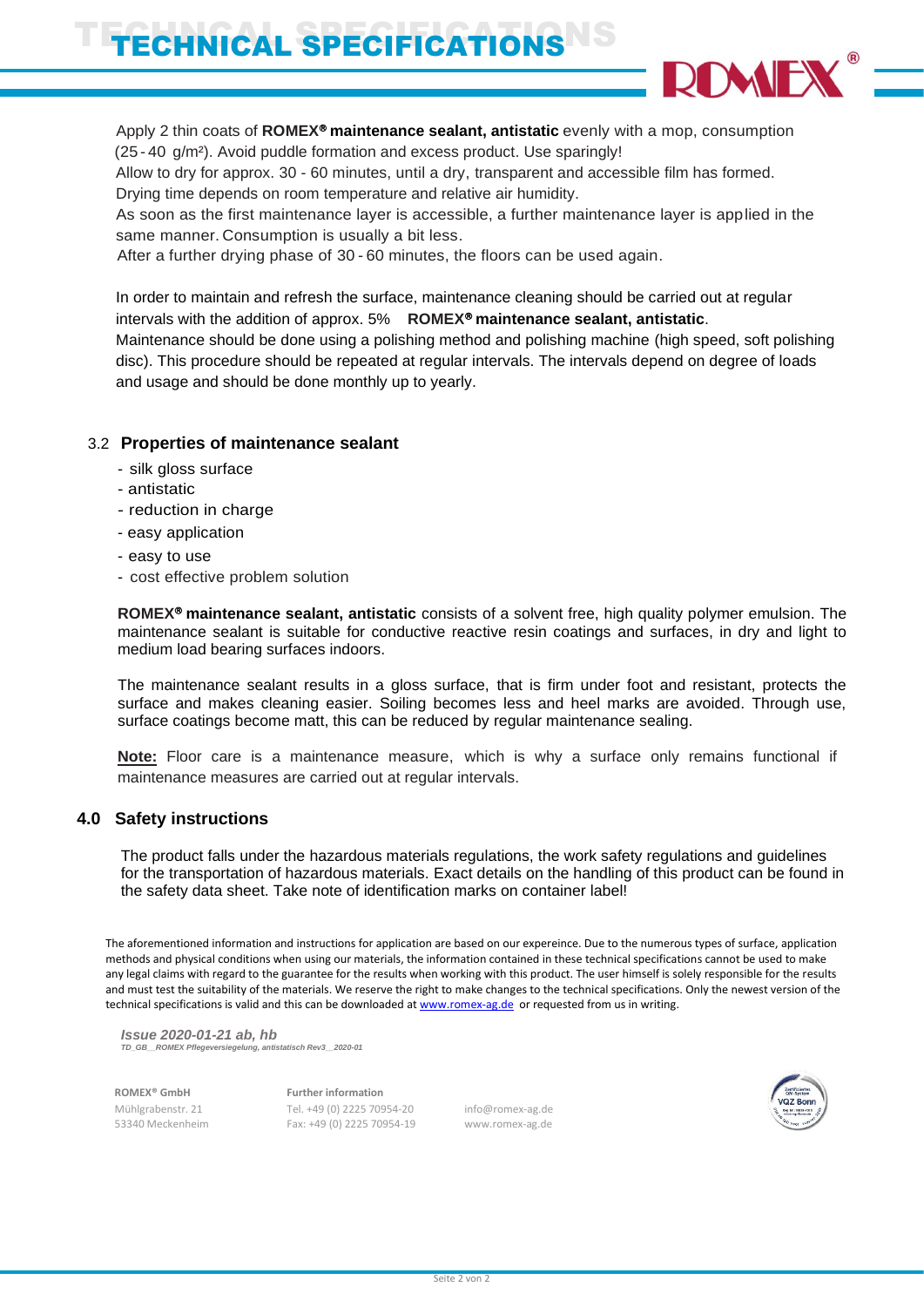Apply 2 thin coats of **ROMEX® maintenance sealant, antistatic** evenly with a mop, consumption (25 - 40 g/m²). Avoid puddle formation and excess product. Use sparingly!
Allow to dry for approx. 30 - 60 minutes, until a dry, transparent and accessible film has formed. Drying time depends on room temperature and relative air humidity.
As soon as the first maintenance layer is accessible, a further maintenance layer is applied in the same manner. Consumption is usually a bit less.
After a further drying phase of 30 - 60 minutes, the floors can be used again.

In order to maintain and refresh the surface, maintenance cleaning should be carried out at regular intervals with the addition of approx. 5% **ROMEX® maintenance sealant, antistatic**.
Maintenance should be done using a polishing method and polishing machine (high speed, soft polishing disc). This procedure should be repeated at regular intervals. The intervals depend on degree of loads and usage and should be done monthly up to yearly.

### 3.2 Properties of maintenance sealant

- silk gloss surface
- antistatic
- reduction in charge
- easy application
- easy to use
- cost effective problem solution

**ROMEX® maintenance sealant, antistatic** consists of a solvent free, high quality polymer emulsion. The maintenance sealant is suitable for conductive reactive resin coatings and surfaces, in dry and light to medium load bearing surfaces indoors.

The maintenance sealant results in a gloss surface, that is firm under foot and resistant, protects the surface and makes cleaning easier. Soiling becomes less and heel marks are avoided. Through use, surface coatings become matt, this can be reduced by regular maintenance sealing.

**Note:** Floor care is a maintenance measure, which is why a surface only remains functional if maintenance measures are carried out at regular intervals.

## 4.0 Safety instructions

The product falls under the hazardous materials regulations, the work safety regulations and guidelines for the transportation of hazardous materials. Exact details on the handling of this product can be found in the safety data sheet. Take note of identification marks on container label!

The aforementioned information and instructions for application are based on our expereince. Due to the numerous types of surface, application methods and physical conditions when using our materials, the information contained in these technical specifications cannot be used to make any legal claims with regard to the guarantee for the results when working with this product. The user himself is solely responsible for the results and must test the suitability of the materials. We reserve the right to make changes to the technical specifications. Only the newest version of the technical specifications is valid and this can be downloaded at www.romex-ag.de or requested from us in writing.

***Issue 2020-01-21 ab, hb***
*TD_GB__ROMEX Pflegeversiegelung, antistatisch Rev3__2020-01*

**ROMEX® GmbH**
Mühlgrabenstr. 21
53340 Meckenheim

**Further information**
Tel. +49 (0) 2225 70954-20
Fax: +49 (0) 2225 70954-19

info@romex-ag.de
www.romex-ag.de